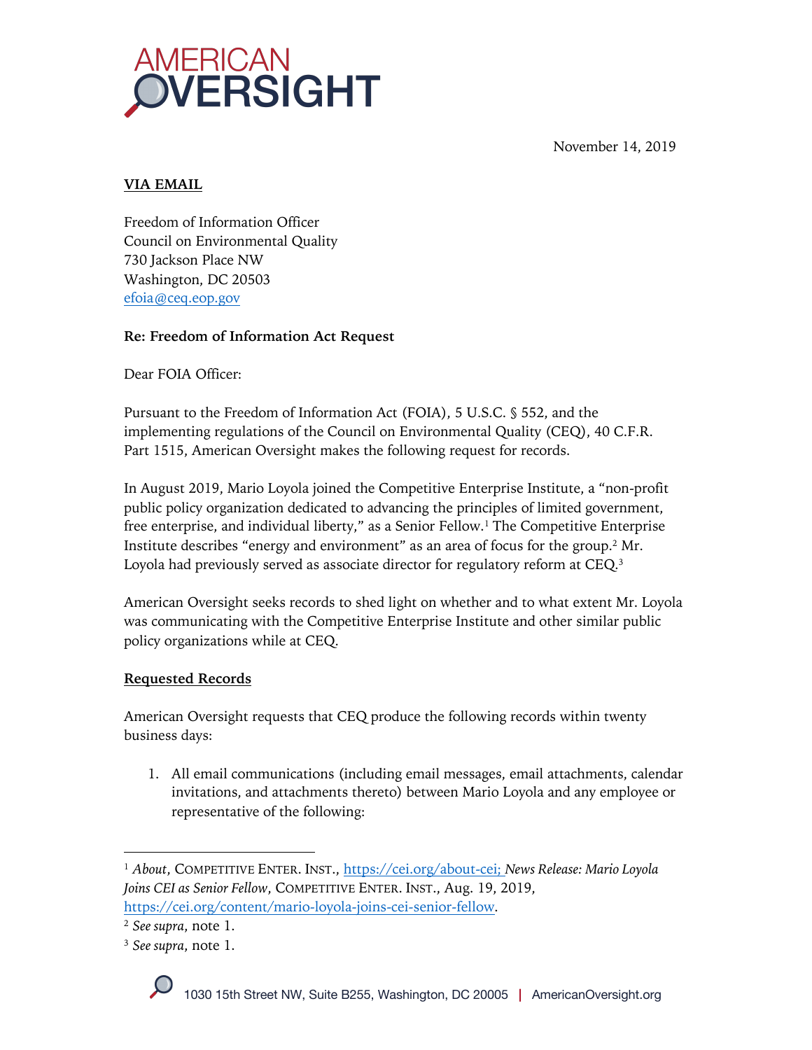# AMERICAN OVERSIGHT

November 14, 2019

**VIA EMAIL**

Freedom of Information Officer
Council on Environmental Quality
730 Jackson Place NW
Washington, DC 20503
efoia@ceq.eop.gov

**Re: Freedom of Information Act Request**

Dear FOIA Officer:

Pursuant to the Freedom of Information Act (FOIA), 5 U.S.C. § 552, and the implementing regulations of the Council on Environmental Quality (CEQ), 40 C.F.R. Part 1515, American Oversight makes the following request for records.

In August 2019, Mario Loyola joined the Competitive Enterprise Institute, a "non-profit public policy organization dedicated to advancing the principles of limited government, free enterprise, and individual liberty," as a Senior Fellow.[1] The Competitive Enterprise Institute describes "energy and environment" as an area of focus for the group.[2] Mr. Loyola had previously served as associate director for regulatory reform at CEQ.[3]

American Oversight seeks records to shed light on whether and to what extent Mr. Loyola was communicating with the Competitive Enterprise Institute and other similar public policy organizations while at CEQ.

**Requested Records**

American Oversight requests that CEQ produce the following records within twenty business days:

1. All email communications (including email messages, email attachments, calendar invitations, and attachments thereto) between Mario Loyola and any employee or representative of the following:

---

[1] *About*, COMPETITIVE ENTER. INST., https://cei.org/about-cei; *News Release: Mario Loyola Joins CEI as Senior Fellow*, COMPETITIVE ENTER. INST., Aug. 19, 2019, https://cei.org/content/mario-loyola-joins-cei-senior-fellow.

[2] *See supra*, note 1.

[3] *See supra*, note 1.

1030 15th Street NW, Suite B255, Washington, DC 20005 | AmericanOversight.org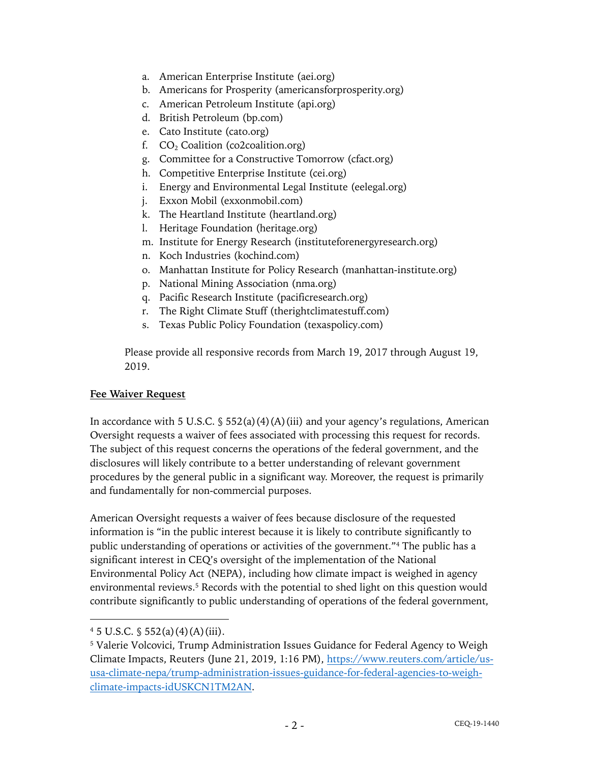a. American Enterprise Institute (aei.org)
b. Americans for Prosperity (americansforprosperity.org)
c. American Petroleum Institute (api.org)
d. British Petroleum (bp.com)
e. Cato Institute (cato.org)
f. $CO_2$ Coalition (co2coalition.org)
g. Committee for a Constructive Tomorrow (cfact.org)
h. Competitive Enterprise Institute (cei.org)
i. Energy and Environmental Legal Institute (eelegal.org)
j. Exxon Mobil (exxonmobil.com)
k. The Heartland Institute (heartland.org)
l. Heritage Foundation (heritage.org)
m. Institute for Energy Research (instituteforenergyresearch.org)
n. Koch Industries (kochind.com)
o. Manhattan Institute for Policy Research (manhattan-institute.org)
p. National Mining Association (nma.org)
q. Pacific Research Institute (pacificresearch.org)
r. The Right Climate Stuff (therightclimatestuff.com)
s. Texas Public Policy Foundation (texaspolicy.com)

Please provide all responsive records from March 19, 2017 through August 19, 2019.

**Fee Waiver Request**

In accordance with 5 U.S.C. § 552(a)(4)(A)(iii) and your agency's regulations, American Oversight requests a waiver of fees associated with processing this request for records. The subject of this request concerns the operations of the federal government, and the disclosures will likely contribute to a better understanding of relevant government procedures by the general public in a significant way. Moreover, the request is primarily and fundamentally for non-commercial purposes.

American Oversight requests a waiver of fees because disclosure of the requested information is "in the public interest because it is likely to contribute significantly to public understanding of operations or activities of the government."[4] The public has a significant interest in CEQ's oversight of the implementation of the National Environmental Policy Act (NEPA), including how climate impact is weighed in agency environmental reviews.[5] Records with the potential to shed light on this question would contribute significantly to public understanding of operations of the federal government,

[4] 5 U.S.C. § 552(a)(4)(A)(iii).

[5] Valerie Volcovici, Trump Administration Issues Guidance for Federal Agency to Weigh Climate Impacts, Reuters (June 21, 2019, 1:16 PM), https://www.reuters.com/article/us-usa-climate-nepa/trump-administration-issues-guidance-for-federal-agencies-to-weigh-climate-impacts-idUSKCN1TM2AN.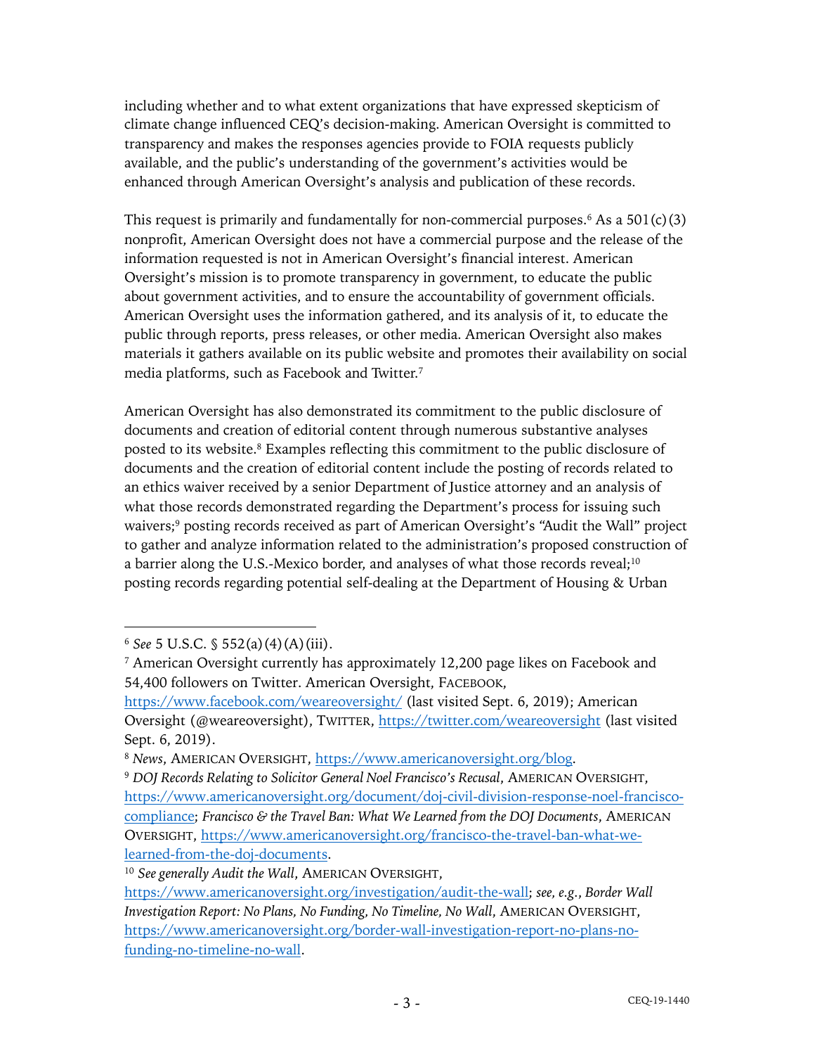including whether and to what extent organizations that have expressed skepticism of climate change influenced CEQ's decision-making. American Oversight is committed to transparency and makes the responses agencies provide to FOIA requests publicly available, and the public's understanding of the government's activities would be enhanced through American Oversight's analysis and publication of these records.

This request is primarily and fundamentally for non-commercial purposes.[6] As a 501(c)(3) nonprofit, American Oversight does not have a commercial purpose and the release of the information requested is not in American Oversight's financial interest. American Oversight's mission is to promote transparency in government, to educate the public about government activities, and to ensure the accountability of government officials. American Oversight uses the information gathered, and its analysis of it, to educate the public through reports, press releases, or other media. American Oversight also makes materials it gathers available on its public website and promotes their availability on social media platforms, such as Facebook and Twitter.[7]

American Oversight has also demonstrated its commitment to the public disclosure of documents and creation of editorial content through numerous substantive analyses posted to its website.[8] Examples reflecting this commitment to the public disclosure of documents and the creation of editorial content include the posting of records related to an ethics waiver received by a senior Department of Justice attorney and an analysis of what those records demonstrated regarding the Department's process for issuing such waivers;[9] posting records received as part of American Oversight's "Audit the Wall" project to gather and analyze information related to the administration's proposed construction of a barrier along the U.S.-Mexico border, and analyses of what those records reveal;[10] posting records regarding potential self-dealing at the Department of Housing & Urban

---

[6] *See* 5 U.S.C. § 552(a)(4)(A)(iii).

[7] American Oversight currently has approximately 12,200 page likes on Facebook and 54,400 followers on Twitter. American Oversight, FACEBOOK, https://www.facebook.com/weareoversight/ (last visited Sept. 6, 2019); American Oversight (@weareoversight), TWITTER, https://twitter.com/weareoversight (last visited Sept. 6, 2019).

[8] *News*, AMERICAN OVERSIGHT, https://www.americanoversight.org/blog.

[9] *DOJ Records Relating to Solicitor General Noel Francisco's Recusal*, AMERICAN OVERSIGHT, https://www.americanoversight.org/document/doj-civil-division-response-noel-francisco-compliance; *Francisco & the Travel Ban: What We Learned from the DOJ Documents*, AMERICAN OVERSIGHT, https://www.americanoversight.org/francisco-the-travel-ban-what-we-learned-from-the-doj-documents.

[10] *See generally Audit the Wall*, AMERICAN OVERSIGHT, https://www.americanoversight.org/investigation/audit-the-wall; *see, e.g.*, *Border Wall Investigation Report: No Plans, No Funding, No Timeline, No Wall*, AMERICAN OVERSIGHT, https://www.americanoversight.org/border-wall-investigation-report-no-plans-no-funding-no-timeline-no-wall.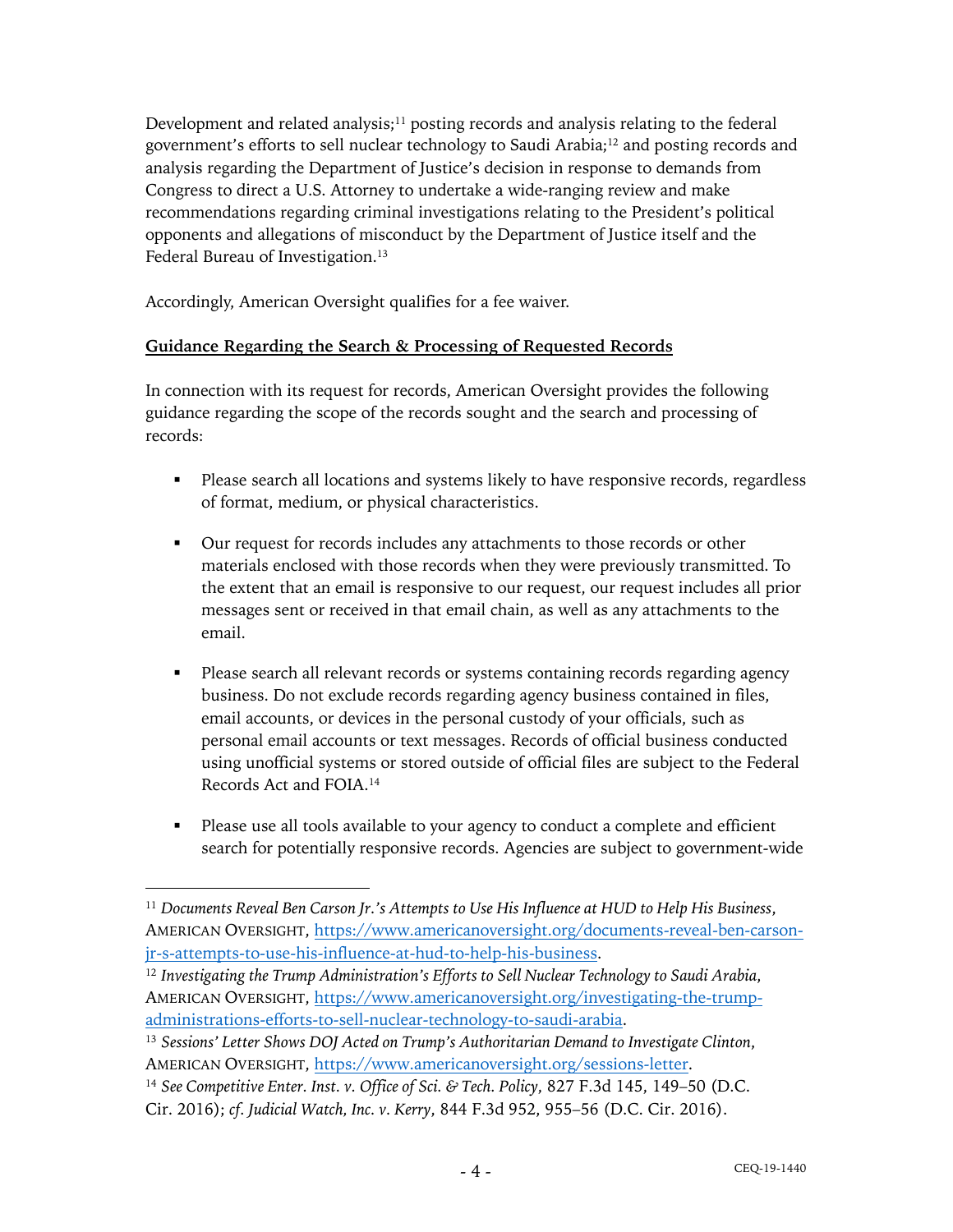Development and related analysis;[11] posting records and analysis relating to the federal government's efforts to sell nuclear technology to Saudi Arabia;[12] and posting records and analysis regarding the Department of Justice's decision in response to demands from Congress to direct a U.S. Attorney to undertake a wide-ranging review and make recommendations regarding criminal investigations relating to the President's political opponents and allegations of misconduct by the Department of Justice itself and the Federal Bureau of Investigation.[13]

Accordingly, American Oversight qualifies for a fee waiver.

**Guidance Regarding the Search & Processing of Requested Records**

In connection with its request for records, American Oversight provides the following guidance regarding the scope of the records sought and the search and processing of records:

- Please search all locations and systems likely to have responsive records, regardless of format, medium, or physical characteristics.

- Our request for records includes any attachments to those records or other materials enclosed with those records when they were previously transmitted. To the extent that an email is responsive to our request, our request includes all prior messages sent or received in that email chain, as well as any attachments to the email.

- Please search all relevant records or systems containing records regarding agency business. Do not exclude records regarding agency business contained in files, email accounts, or devices in the personal custody of your officials, such as personal email accounts or text messages. Records of official business conducted using unofficial systems or stored outside of official files are subject to the Federal Records Act and FOIA.[14]

- Please use all tools available to your agency to conduct a complete and efficient search for potentially responsive records. Agencies are subject to government-wide

---

[11] *Documents Reveal Ben Carson Jr.'s Attempts to Use His Influence at HUD to Help His Business*, AMERICAN OVERSIGHT, https://www.americanoversight.org/documents-reveal-ben-carson-jr-s-attempts-to-use-his-influence-at-hud-to-help-his-business.

[12] *Investigating the Trump Administration's Efforts to Sell Nuclear Technology to Saudi Arabia*, AMERICAN OVERSIGHT, https://www.americanoversight.org/investigating-the-trump-administrations-efforts-to-sell-nuclear-technology-to-saudi-arabia.

[13] *Sessions' Letter Shows DOJ Acted on Trump's Authoritarian Demand to Investigate Clinton*, AMERICAN OVERSIGHT, https://www.americanoversight.org/sessions-letter.

[14] *See Competitive Enter. Inst. v. Office of Sci. & Tech. Policy*, 827 F.3d 145, 149–50 (D.C. Cir. 2016); *cf. Judicial Watch, Inc. v. Kerry*, 844 F.3d 952, 955–56 (D.C. Cir. 2016).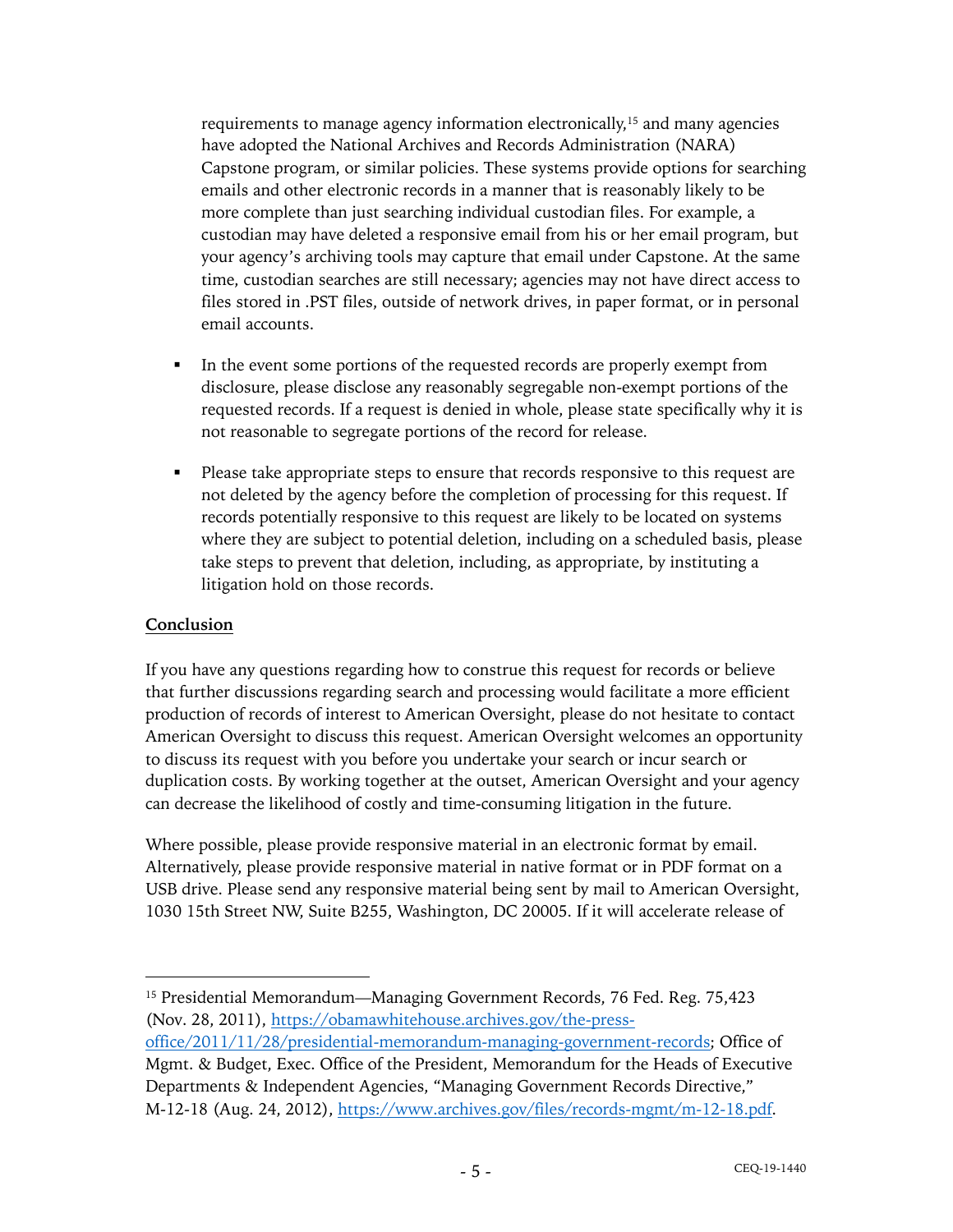requirements to manage agency information electronically,[15] and many agencies have adopted the National Archives and Records Administration (NARA) Capstone program, or similar policies. These systems provide options for searching emails and other electronic records in a manner that is reasonably likely to be more complete than just searching individual custodian files. For example, a custodian may have deleted a responsive email from his or her email program, but your agency's archiving tools may capture that email under Capstone. At the same time, custodian searches are still necessary; agencies may not have direct access to files stored in .PST files, outside of network drives, in paper format, or in personal email accounts.

- In the event some portions of the requested records are properly exempt from disclosure, please disclose any reasonably segregable non-exempt portions of the requested records. If a request is denied in whole, please state specifically why it is not reasonable to segregate portions of the record for release.

- Please take appropriate steps to ensure that records responsive to this request are not deleted by the agency before the completion of processing for this request. If records potentially responsive to this request are likely to be located on systems where they are subject to potential deletion, including on a scheduled basis, please take steps to prevent that deletion, including, as appropriate, by instituting a litigation hold on those records.

**Conclusion**

If you have any questions regarding how to construe this request for records or believe that further discussions regarding search and processing would facilitate a more efficient production of records of interest to American Oversight, please do not hesitate to contact American Oversight to discuss this request. American Oversight welcomes an opportunity to discuss its request with you before you undertake your search or incur search or duplication costs. By working together at the outset, American Oversight and your agency can decrease the likelihood of costly and time-consuming litigation in the future.

Where possible, please provide responsive material in an electronic format by email. Alternatively, please provide responsive material in native format or in PDF format on a USB drive. Please send any responsive material being sent by mail to American Oversight, 1030 15th Street NW, Suite B255, Washington, DC 20005. If it will accelerate release of

---

[15] Presidential Memorandum—Managing Government Records, 76 Fed. Reg. 75,423 (Nov. 28, 2011), https://obamawhitehouse.archives.gov/the-press-office/2011/11/28/presidential-memorandum-managing-government-records; Office of Mgmt. & Budget, Exec. Office of the President, Memorandum for the Heads of Executive Departments & Independent Agencies, "Managing Government Records Directive," M-12-18 (Aug. 24, 2012), https://www.archives.gov/files/records-mgmt/m-12-18.pdf.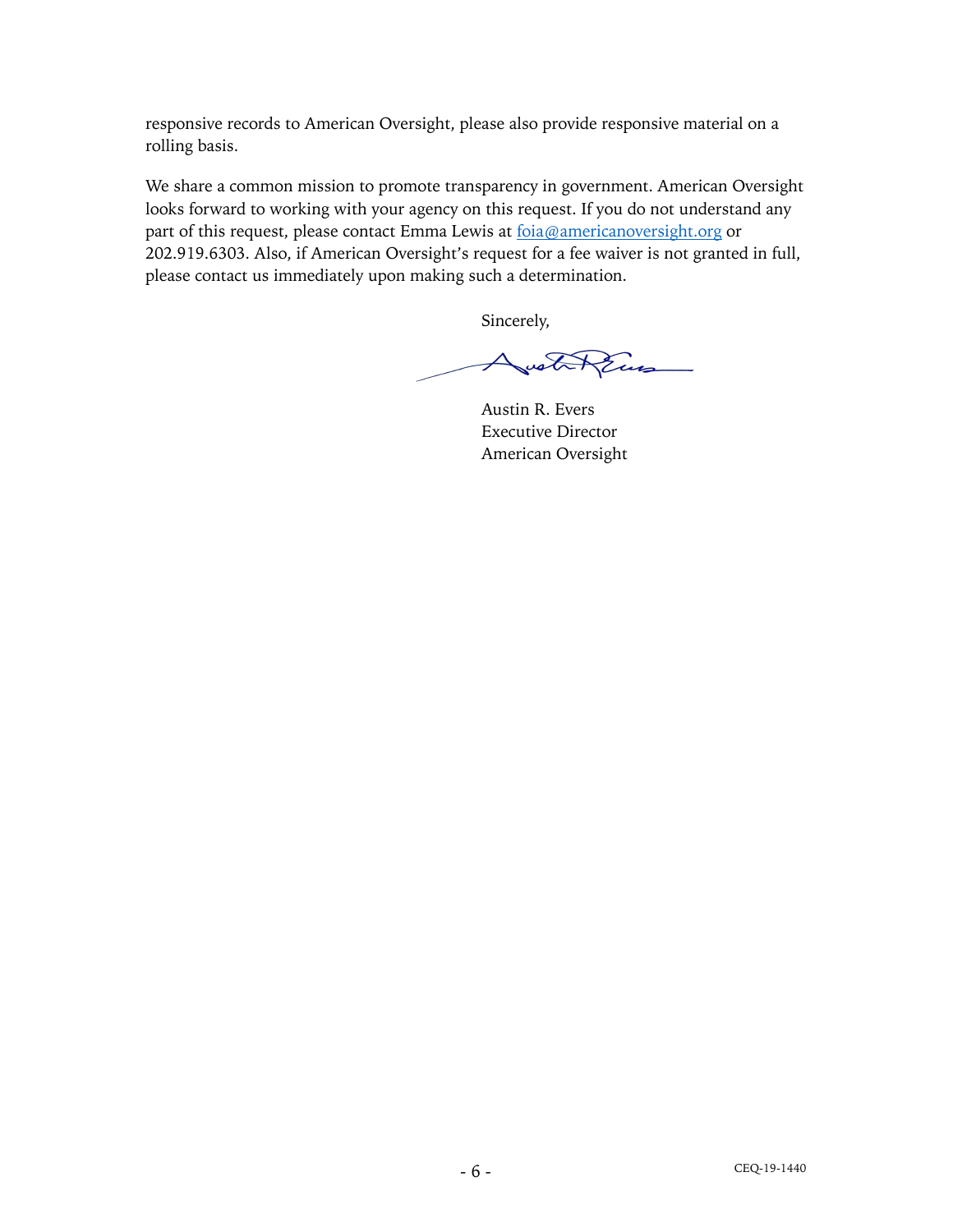responsive records to American Oversight, please also provide responsive material on a rolling basis.

We share a common mission to promote transparency in government. American Oversight looks forward to working with your agency on this request. If you do not understand any part of this request, please contact Emma Lewis at foia@americanoversight.org or 202.919.6303. Also, if American Oversight's request for a fee waiver is not granted in full, please contact us immediately upon making such a determination.

Sincerely,

Austin R. Evers
Executive Director
American Oversight

CEQ-19-1440